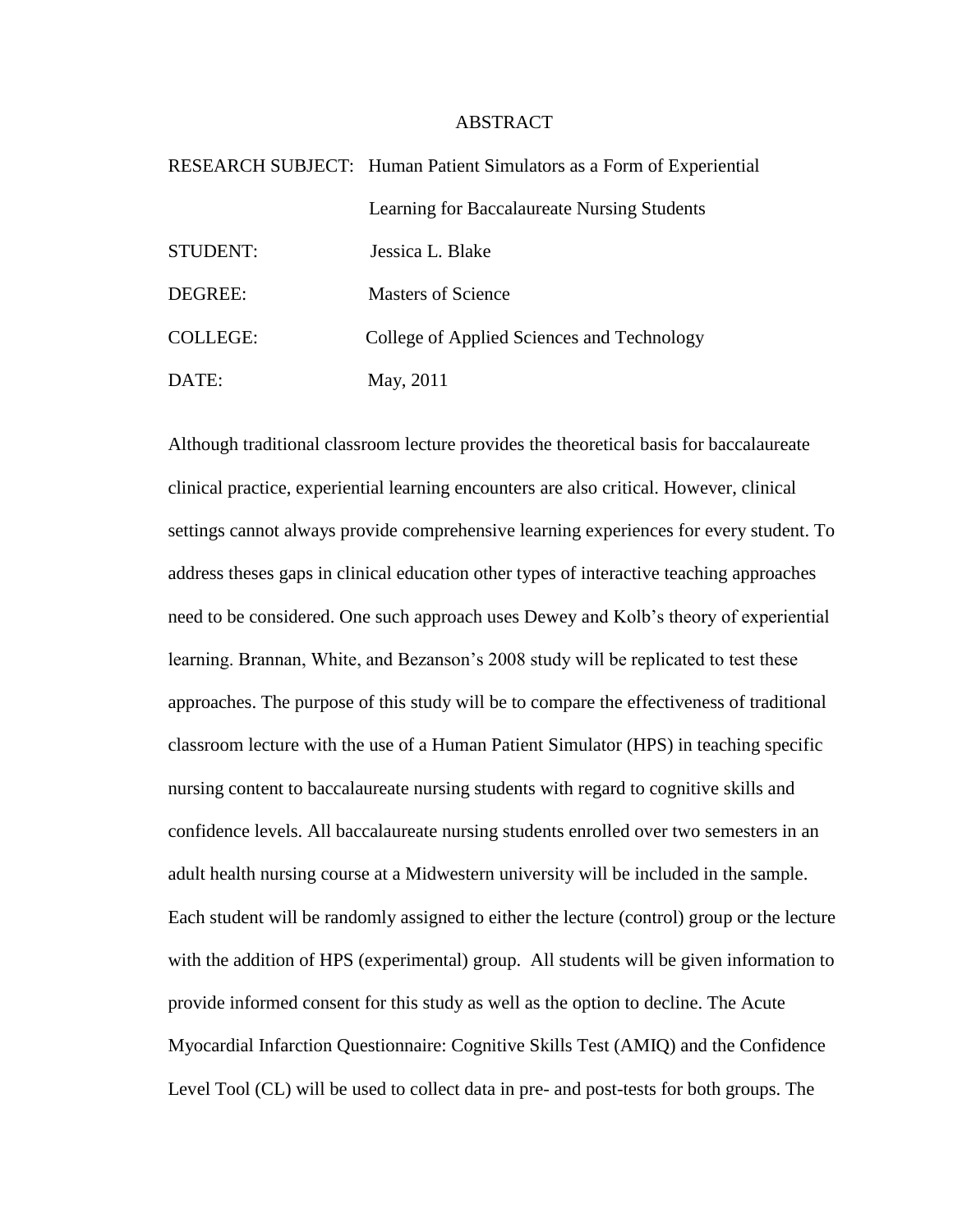# ABSTRACT

RESEARCH SUBJECT: Human Patient Simulators as a Form of Experiential Learning for Baccalaureate Nursing Students

STUDENT: Jessica L. Blake

DEGREE: Masters of Science

COLLEGE: College of Applied Sciences and Technology

DATE: May, 2011

Although traditional classroom lecture provides the theoretical basis for baccalaureate clinical practice, experiential learning encounters are also critical. However, clinical settings cannot always provide comprehensive learning experiences for every student. To address theses gaps in clinical education other types of interactive teaching approaches need to be considered. One such approach uses Dewey and Kolb's theory of experiential learning. Brannan, White, and Bezanson's 2008 study will be replicated to test these approaches. The purpose of this study will be to compare the effectiveness of traditional classroom lecture with the use of a Human Patient Simulator (HPS) in teaching specific nursing content to baccalaureate nursing students with regard to cognitive skills and confidence levels. All baccalaureate nursing students enrolled over two semesters in an adult health nursing course at a Midwestern university will be included in the sample. Each student will be randomly assigned to either the lecture (control) group or the lecture with the addition of HPS (experimental) group. All students will be given information to provide informed consent for this study as well as the option to decline. The Acute Myocardial Infarction Questionnaire: Cognitive Skills Test (AMIQ) and the Confidence Level Tool (CL) will be used to collect data in pre- and post-tests for both groups. The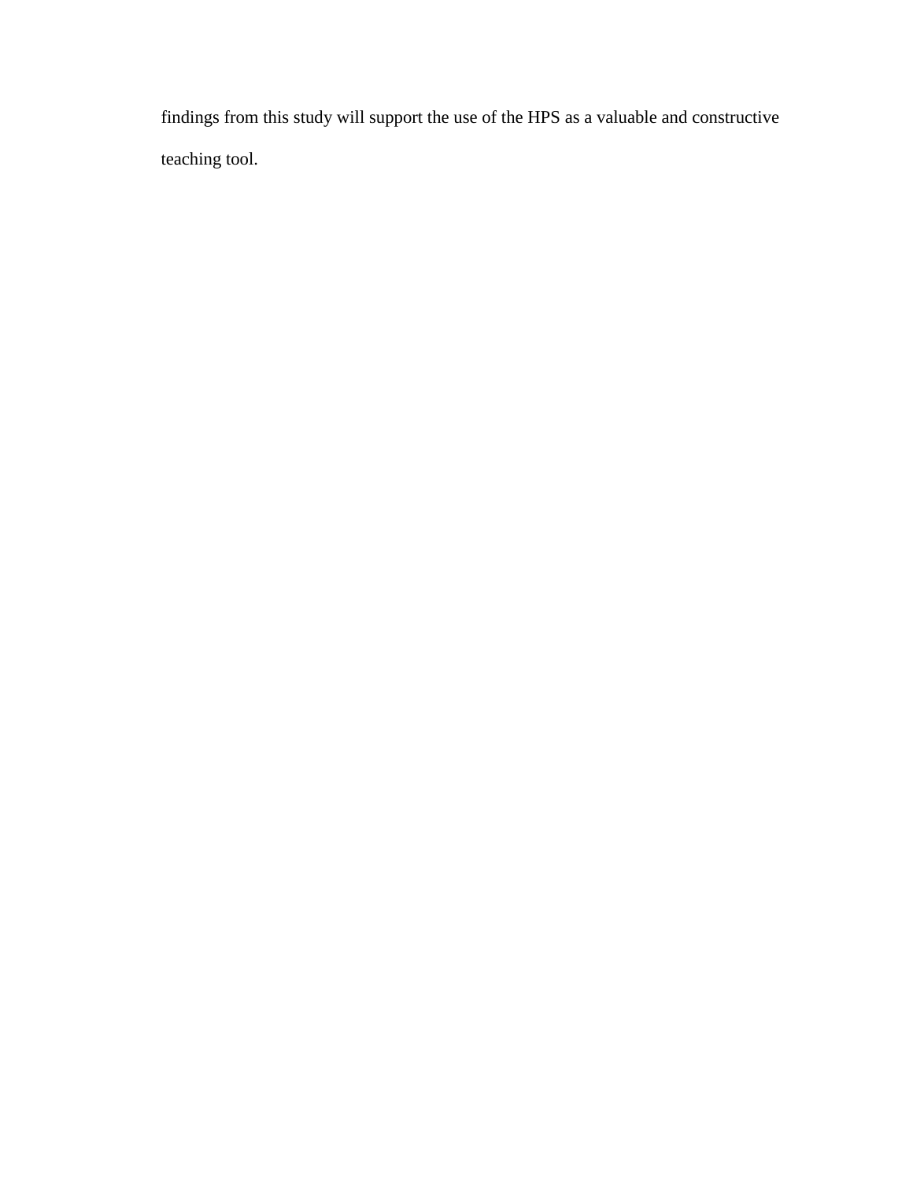findings from this study will support the use of the HPS as a valuable and constructive teaching tool.